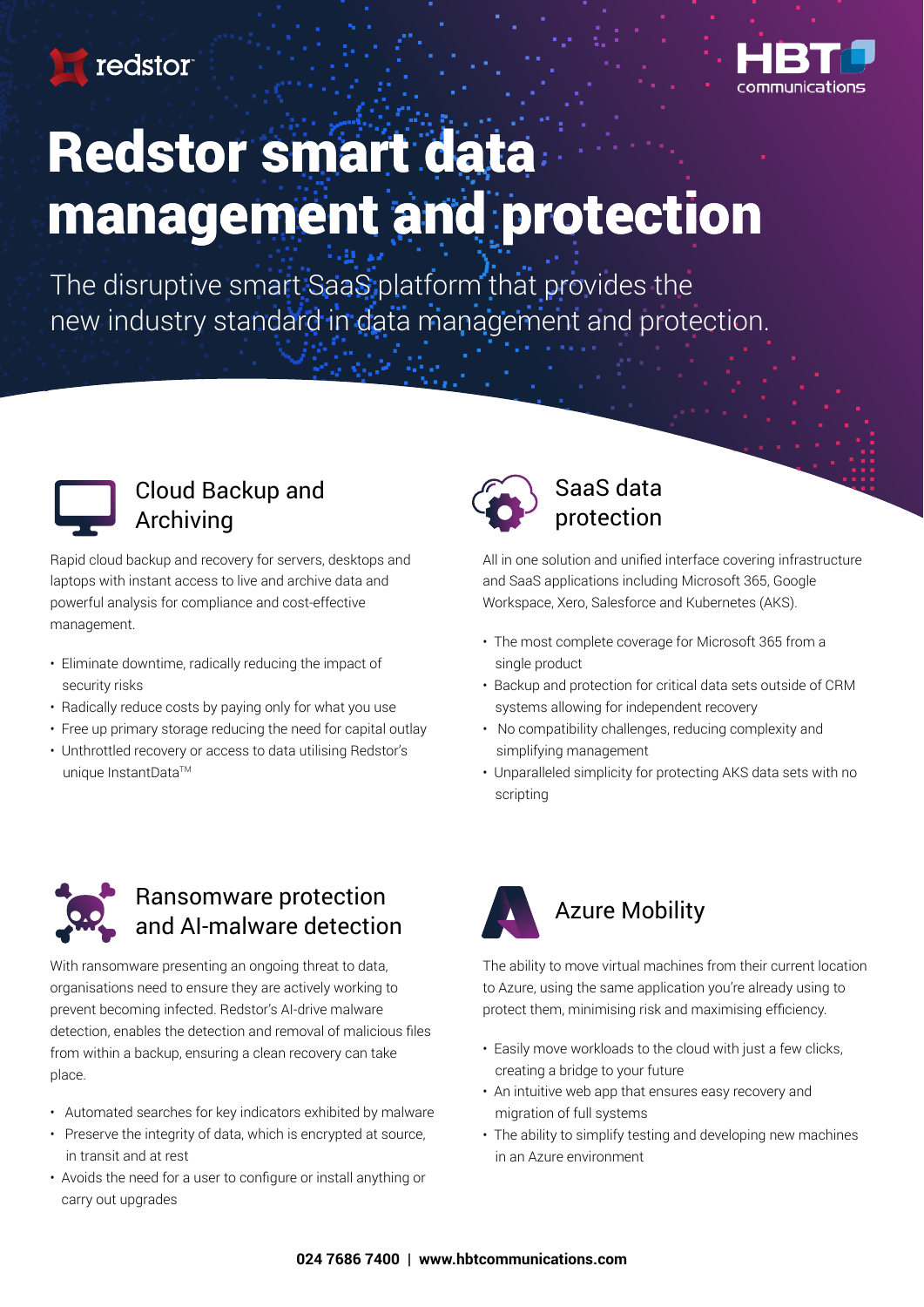redstor

HBT communications

# Redstor smart data management and protection

The disruptive smart SaaS platform that provides the new industry standard in data management and protection.

## Cloud Backup and Archiving

Rapid cloud backup and recovery for servers, desktops and laptops with instant access to live and archive data and powerful analysis for compliance and cost-effective management.

- Eliminate downtime, radically reducing the impact of security risks
- Radically reduce costs by paying only for what you use
- Free up primary storage reducing the need for capital outlay
- Unthrottled recovery or access to data utilising Redstor's unique InstantData™

## SaaS data protection

All in one solution and unified interface covering infrastructure and SaaS applications including Microsoft 365, Google Workspace, Xero, Salesforce and Kubernetes (AKS).

- The most complete coverage for Microsoft 365 from a single product
- Backup and protection for critical data sets outside of CRM systems allowing for independent recovery
- No compatibility challenges, reducing complexity and simplifying management
- Unparalleled simplicity for protecting AKS data sets with no scripting

## Ransomware protection and AI-malware detection

With ransomware presenting an ongoing threat to data, organisations need to ensure they are actively working to prevent becoming infected. Redstor's AI-drive malware detection, enables the detection and removal of malicious files from within a backup, ensuring a clean recovery can take place.

- Automated searches for key indicators exhibited by malware
- Preserve the integrity of data, which is encrypted at source, in transit and at rest
- Avoids the need for a user to configure or install anything or carry out upgrades

## Azure Mobility

The ability to move virtual machines from their current location to Azure, using the same application you're already using to protect them, minimising risk and maximising efficiency.

- Easily move workloads to the cloud with just a few clicks, creating a bridge to your future
- An intuitive web app that ensures easy recovery and migration of full systems
- The ability to simplify testing and developing new machines in an Azure environment

**024 7686 7400 | www.hbtcommunications.com**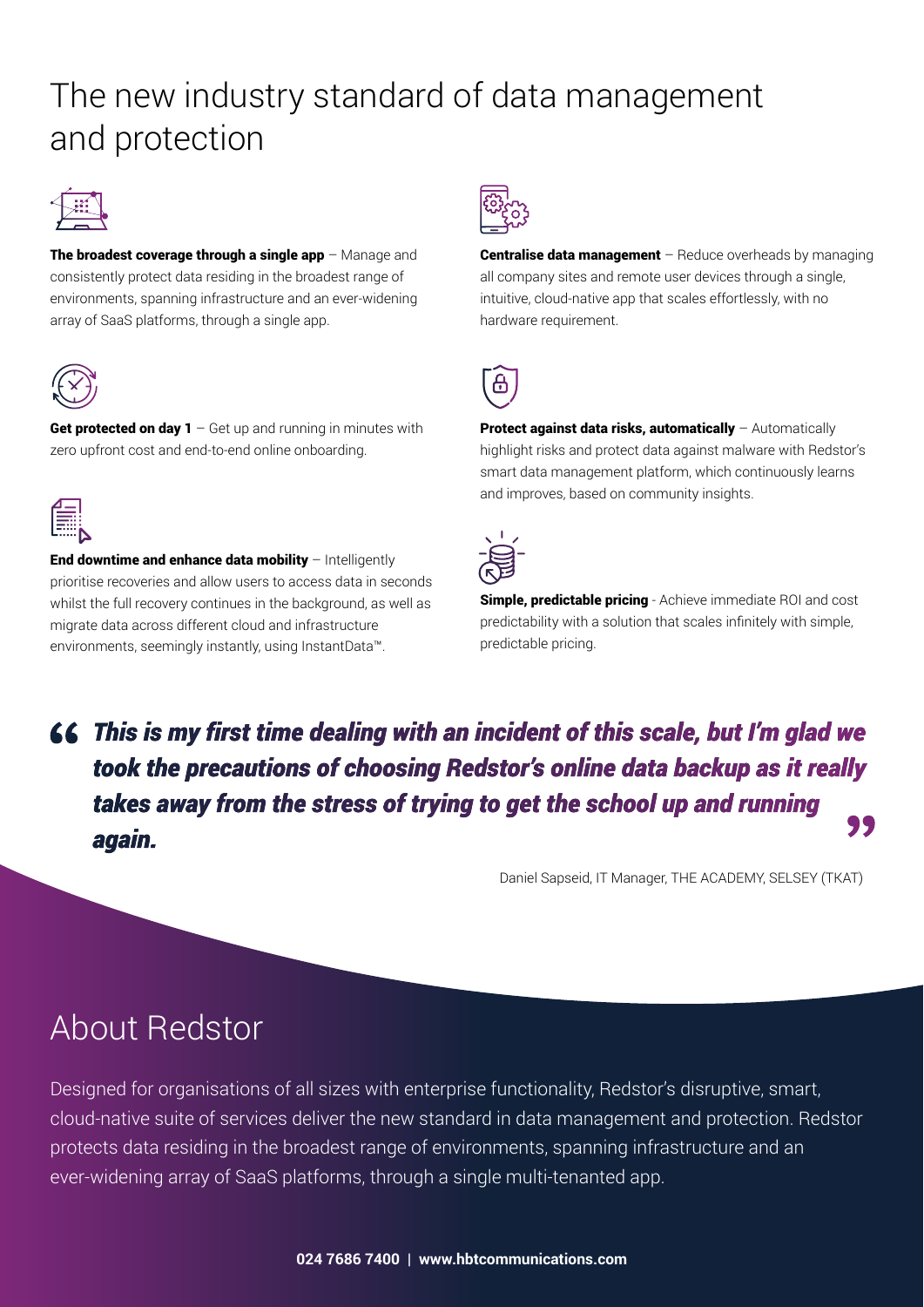# The new industry standard of data management and protection

**The broadest coverage through a single app** – Manage and consistently protect data residing in the broadest range of environments, spanning infrastructure and an ever-widening array of SaaS platforms, through a single app.

**Get protected on day 1** – Get up and running in minutes with zero upfront cost and end-to-end online onboarding.

**End downtime and enhance data mobility** – Intelligently prioritise recoveries and allow users to access data in seconds whilst the full recovery continues in the background, as well as migrate data across different cloud and infrastructure environments, seemingly instantly, using InstantData™.

**Centralise data management** – Reduce overheads by managing all company sites and remote user devices through a single, intuitive, cloud-native app that scales effortlessly, with no hardware requirement.

**Protect against data risks, automatically** – Automatically highlight risks and protect data against malware with Redstor's smart data management platform, which continuously learns and improves, based on community insights.

**Simple, predictable pricing** - Achieve immediate ROI and cost predictability with a solution that scales infinitely with simple, predictable pricing.

> ***"This is my first time dealing with an incident of this scale, but I'm glad we took the precautions of choosing Redstor's online data backup as it really takes away from the stress of trying to get the school up and running again."***
>
> Daniel Sapseid, IT Manager, THE ACADEMY, SELSEY (TKAT)

## About Redstor

Designed for organisations of all sizes with enterprise functionality, Redstor's disruptive, smart, cloud-native suite of services deliver the new standard in data management and protection. Redstor protects data residing in the broadest range of environments, spanning infrastructure and an ever-widening array of SaaS platforms, through a single multi-tenanted app.

**024 7686 7400 | www.hbtcommunications.com**